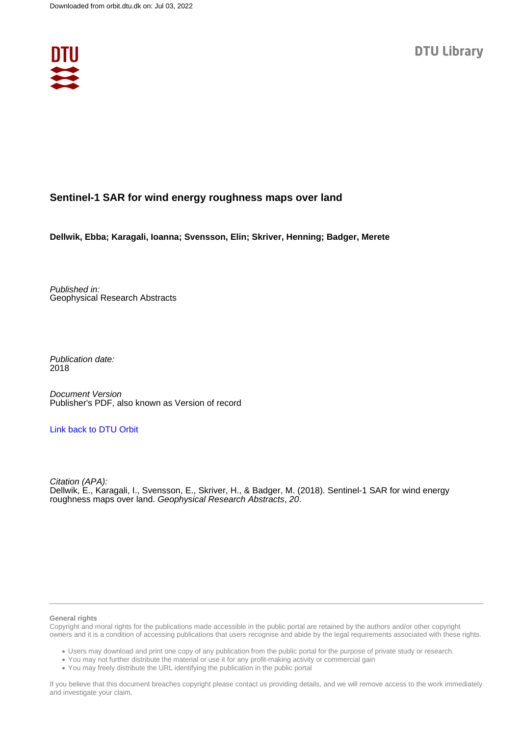Downloaded from orbit.dtu.dk on: Jul 03, 2022

DTU Library

# Sentinel-1 SAR for wind energy roughness maps over land

**Dellwik, Ebba; Karagali, Ioanna; Svensson, Elin; Skriver, Henning; Badger, Merete**

*Published in:*
Geophysical Research Abstracts

*Publication date:*
2018

*Document Version*
Publisher's PDF, also known as Version of record

[Link back to DTU Orbit](#)

*Citation (APA):*
Dellwik, E., Karagali, I., Svensson, E., Skriver, H., & Badger, M. (2018). Sentinel-1 SAR for wind energy roughness maps over land. *Geophysical Research Abstracts*, *20*.

---

**General rights**

Copyright and moral rights for the publications made accessible in the public portal are retained by the authors and/or other copyright owners and it is a condition of accessing publications that users recognise and abide by the legal requirements associated with these rights.

- Users may download and print one copy of any publication from the public portal for the purpose of private study or research.
- You may not further distribute the material or use it for any profit-making activity or commercial gain
- You may freely distribute the URL identifying the publication in the public portal

If you believe that this document breaches copyright please contact us providing details, and we will remove access to the work immediately and investigate your claim.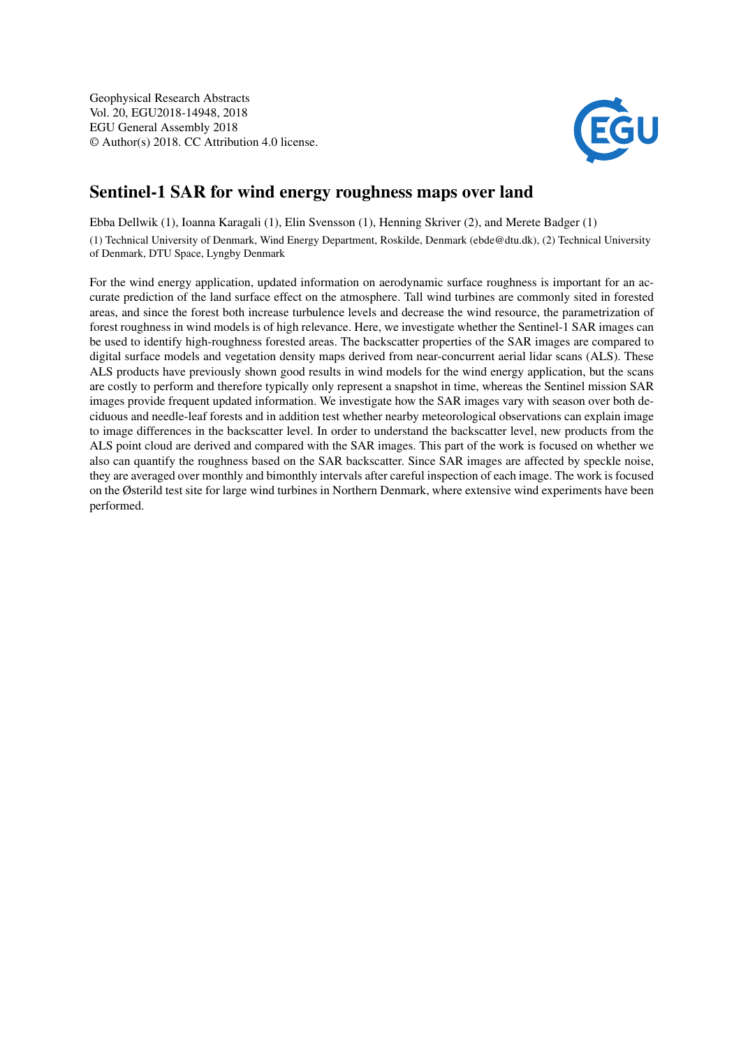Geophysical Research Abstracts
Vol. 20, EGU2018-14948, 2018
EGU General Assembly 2018
© Author(s) 2018. CC Attribution 4.0 license.

# Sentinel-1 SAR for wind energy roughness maps over land

Ebba Dellwik (1), Ioanna Karagali (1), Elin Svensson (1), Henning Skriver (2), and Merete Badger (1)

(1) Technical University of Denmark, Wind Energy Department, Roskilde, Denmark (ebde@dtu.dk), (2) Technical University of Denmark, DTU Space, Lyngby Denmark

For the wind energy application, updated information on aerodynamic surface roughness is important for an accurate prediction of the land surface effect on the atmosphere. Tall wind turbines are commonly sited in forested areas, and since the forest both increase turbulence levels and decrease the wind resource, the parametrization of forest roughness in wind models is of high relevance. Here, we investigate whether the Sentinel-1 SAR images can be used to identify high-roughness forested areas. The backscatter properties of the SAR images are compared to digital surface models and vegetation density maps derived from near-concurrent aerial lidar scans (ALS). These ALS products have previously shown good results in wind models for the wind energy application, but the scans are costly to perform and therefore typically only represent a snapshot in time, whereas the Sentinel mission SAR images provide frequent updated information. We investigate how the SAR images vary with season over both deciduous and needle-leaf forests and in addition test whether nearby meteorological observations can explain image to image differences in the backscatter level. In order to understand the backscatter level, new products from the ALS point cloud are derived and compared with the SAR images. This part of the work is focused on whether we also can quantify the roughness based on the SAR backscatter. Since SAR images are affected by speckle noise, they are averaged over monthly and bimonthly intervals after careful inspection of each image. The work is focused on the Østerild test site for large wind turbines in Northern Denmark, where extensive wind experiments have been performed.